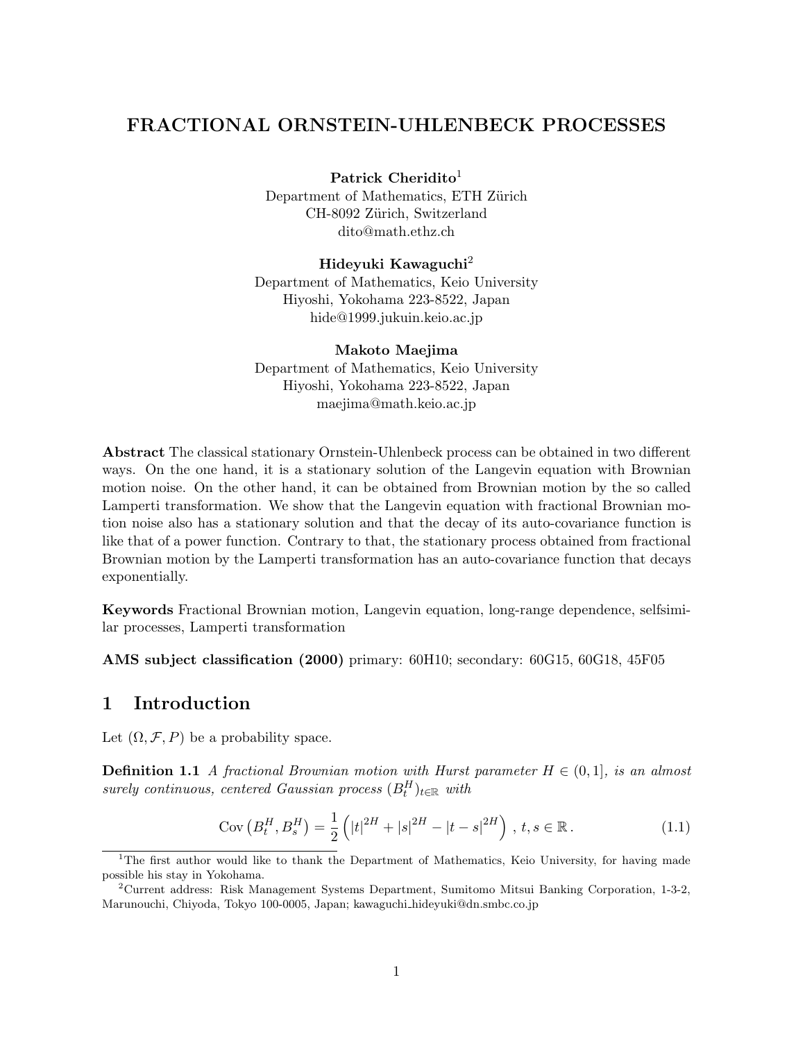# FRACTIONAL ORNSTEIN-UHLENBECK PROCESSES

**Patrick Cheridito**[1]
Department of Mathematics, ETH Zürich
CH-8092 Zürich, Switzerland
dito@math.ethz.ch

**Hideyuki Kawaguchi**[2]
Department of Mathematics, Keio University
Hiyoshi, Yokohama 223-8522, Japan
hide@1999.jukuin.keio.ac.jp

**Makoto Maejima**
Department of Mathematics, Keio University
Hiyoshi, Yokohama 223-8522, Japan
maejima@math.keio.ac.jp

**Abstract** The classical stationary Ornstein-Uhlenbeck process can be obtained in two different ways. On the one hand, it is a stationary solution of the Langevin equation with Brownian motion noise. On the other hand, it can be obtained from Brownian motion by the so called Lamperti transformation. We show that the Langevin equation with fractional Brownian motion noise also has a stationary solution and that the decay of its auto-covariance function is like that of a power function. Contrary to that, the stationary process obtained from fractional Brownian motion by the Lamperti transformation has an auto-covariance function that decays exponentially.

**Keywords** Fractional Brownian motion, Langevin equation, long-range dependence, selfsimilar processes, Lamperti transformation

**AMS subject classification (2000)** primary: 60H10; secondary: 60G15, 60G18, 45F05

## 1 Introduction

Let $(\Omega, \mathcal{F}, P)$ be a probability space.

**Definition 1.1** *A fractional Brownian motion with Hurst parameter $H \in (0,1]$, is an almost surely continuous, centered Gaussian process $(B_t^H)_{t\in\mathbb{R}}$ with*

$$\operatorname{Cov}\left(B_t^H, B_s^H\right) = \frac{1}{2}\left(|t|^{2H} + |s|^{2H} - |t-s|^{2H}\right),\ t, s \in \mathbb{R}. \tag{1.1}$$

[1] The first author would like to thank the Department of Mathematics, Keio University, for having made possible his stay in Yokohama.

[2] Current address: Risk Management Systems Department, Sumitomo Mitsui Banking Corporation, 1-3-2, Marunouchi, Chiyoda, Tokyo 100-0005, Japan; kawaguchi_hideyuki@dn.smbc.co.jp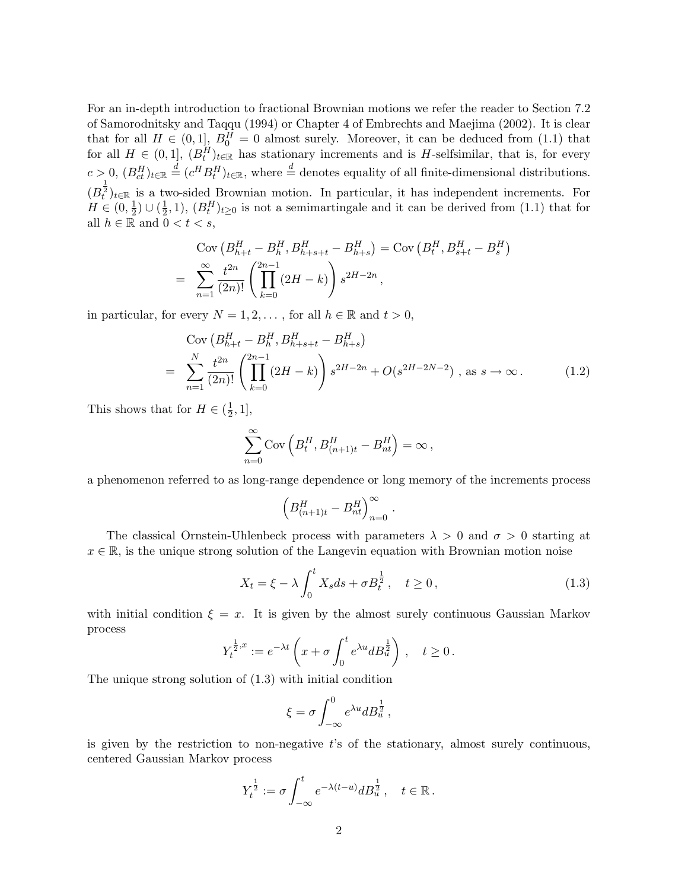For an in-depth introduction to fractional Brownian motions we refer the reader to Section 7.2 of Samorodnitsky and Taqqu (1994) or Chapter 4 of Embrechts and Maejima (2002). It is clear that for all $H \in (0,1]$, $B_0^H = 0$ almost surely. Moreover, it can be deduced from (1.1) that for all $H \in (0,1]$, $(B_t^H)_{t\in\mathbb{R}}$ has stationary increments and is $H$-selfsimilar, that is, for every $c > 0$, $(B_{ct}^H)_{t\in\mathbb{R}} \stackrel{d}{=} (c^H B_t^H)_{t\in\mathbb{R}}$, where $\stackrel{d}{=}$ denotes equality of all finite-dimensional distributions. $(B_t^{\frac{1}{2}})_{t\in\mathbb{R}}$ is a two-sided Brownian motion. In particular, it has independent increments. For $H \in (0, \frac{1}{2}) \cup (\frac{1}{2}, 1)$, $(B_t^H)_{t\geq 0}$ is not a semimartingale and it can be derived from (1.1) that for all $h \in \mathbb{R}$ and $0 < t < s$,

$$
\begin{aligned}
&\operatorname{Cov}\left(B_{h+t}^H - B_h^H, B_{h+s+t}^H - B_{h+s}^H\right) = \operatorname{Cov}\left(B_t^H, B_{s+t}^H - B_s^H\right) \\
= \ &\sum_{n=1}^{\infty} \frac{t^{2n}}{(2n)!} \left(\prod_{k=0}^{2n-1} (2H - k)\right) s^{2H-2n},
\end{aligned}
$$

in particular, for every $N = 1, 2, \ldots$, for all $h \in \mathbb{R}$ and $t > 0$,

$$
\begin{aligned}
&\operatorname{Cov}\left(B_{h+t}^H - B_h^H, B_{h+s+t}^H - B_{h+s}^H\right) \\
= \ &\sum_{n=1}^{N} \frac{t^{2n}}{(2n)!} \left(\prod_{k=0}^{2n-1} (2H - k)\right) s^{2H-2n} + O(s^{2H-2N-2}) \text{ , as } s \to \infty . \qquad (1.2)
\end{aligned}
$$

This shows that for $H \in (\frac{1}{2}, 1]$,

$$
\sum_{n=0}^{\infty} \operatorname{Cov}\left(B_t^H, B_{(n+1)t}^H - B_{nt}^H\right) = \infty ,
$$

a phenomenon referred to as long-range dependence or long memory of the increments process

$$
\left(B_{(n+1)t}^H - B_{nt}^H\right)_{n=0}^{\infty} .
$$

The classical Ornstein-Uhlenbeck process with parameters $\lambda > 0$ and $\sigma > 0$ starting at $x \in \mathbb{R}$, is the unique strong solution of the Langevin equation with Brownian motion noise

$$
X_t = \xi - \lambda \int_0^t X_s ds + \sigma B_t^{\frac{1}{2}} , \quad t \geq 0 , \qquad (1.3)
$$

with initial condition $\xi = x$. It is given by the almost surely continuous Gaussian Markov process

$$
Y_t^{\frac{1}{2},x} := e^{-\lambda t} \left(x + \sigma \int_0^t e^{\lambda u} dB_u^{\frac{1}{2}}\right) , \quad t \geq 0 .
$$

The unique strong solution of (1.3) with initial condition

$$
\xi = \sigma \int_{-\infty}^0 e^{\lambda u} dB_u^{\frac{1}{2}} ,
$$

is given by the restriction to non-negative $t$'s of the stationary, almost surely continuous, centered Gaussian Markov process

$$
Y_t^{\frac{1}{2}} := \sigma \int_{-\infty}^t e^{-\lambda(t-u)} dB_u^{\frac{1}{2}} , \quad t \in \mathbb{R} .
$$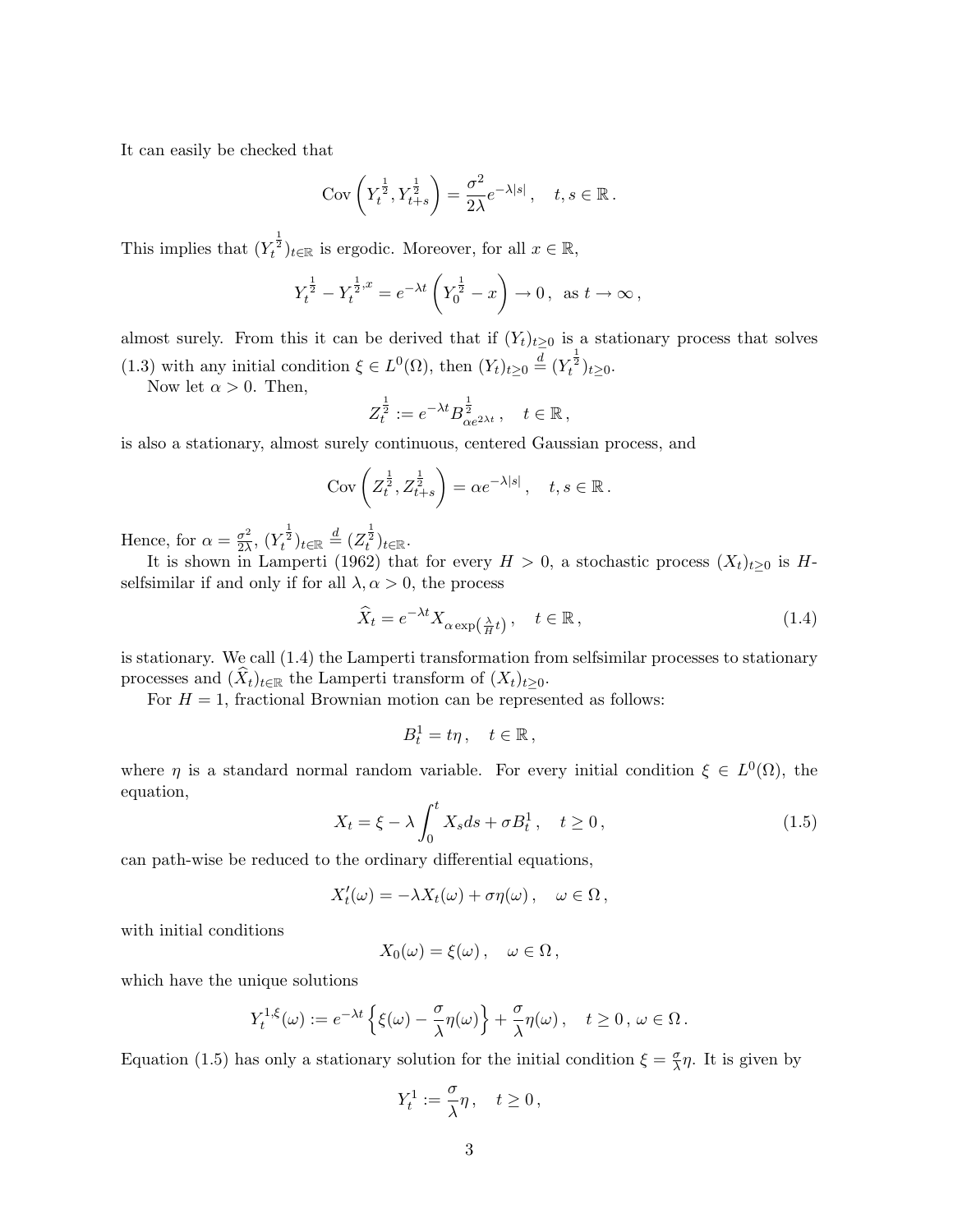It can easily be checked that

$$\operatorname{Cov}\left(Y_t^{\frac{1}{2}}, Y_{t+s}^{\frac{1}{2}}\right) = \frac{\sigma^2}{2\lambda} e^{-\lambda|s|}\,, \quad t, s \in \mathbb{R}\,.$$

This implies that $(Y_t^{\frac{1}{2}})_{t\in\mathbb{R}}$ is ergodic. Moreover, for all $x \in \mathbb{R}$,

$$Y_t^{\frac{1}{2}} - Y_t^{\frac{1}{2},x} = e^{-\lambda t}\left(Y_0^{\frac{1}{2}} - x\right) \to 0\,, \text{ as } t \to \infty\,,$$

almost surely. From this it can be derived that if $(Y_t)_{t\geq 0}$ is a stationary process that solves (1.3) with any initial condition $\xi \in L^0(\Omega)$, then $(Y_t)_{t\geq 0} \stackrel{d}{=} (Y_t^{\frac{1}{2}})_{t\geq 0}$.

Now let $\alpha > 0$. Then,

$$Z_t^{\frac{1}{2}} := e^{-\lambda t} B^{\frac{1}{2}}_{\alpha e^{2\lambda t}}\,, \quad t \in \mathbb{R}\,,$$

is also a stationary, almost surely continuous, centered Gaussian process, and

$$\operatorname{Cov}\left(Z_t^{\frac{1}{2}}, Z_{t+s}^{\frac{1}{2}}\right) = \alpha e^{-\lambda|s|}\,, \quad t, s \in \mathbb{R}\,.$$

Hence, for $\alpha = \frac{\sigma^2}{2\lambda}$, $(Y_t^{\frac{1}{2}})_{t\in\mathbb{R}} \stackrel{d}{=} (Z_t^{\frac{1}{2}})_{t\in\mathbb{R}}$.

It is shown in Lamperti (1962) that for every $H > 0$, a stochastic process $(X_t)_{t\geq 0}$ is $H$-selfsimilar if and only if for all $\lambda, \alpha > 0$, the process

$$\widehat{X}_t = e^{-\lambda t} X_{\alpha \exp\left(\frac{\lambda}{H} t\right)}\,, \quad t \in \mathbb{R}\,, \tag{1.4}$$

is stationary. We call (1.4) the Lamperti transformation from selfsimilar processes to stationary processes and $(\widehat{X}_t)_{t\in\mathbb{R}}$ the Lamperti transform of $(X_t)_{t\geq 0}$.

For $H = 1$, fractional Brownian motion can be represented as follows:

$$B_t^1 = t\eta\,, \quad t \in \mathbb{R}\,,$$

where $\eta$ is a standard normal random variable. For every initial condition $\xi \in L^0(\Omega)$, the equation,

$$X_t = \xi - \lambda \int_0^t X_s ds + \sigma B_t^1\,, \quad t \geq 0\,, \tag{1.5}$$

can path-wise be reduced to the ordinary differential equations,

$$X_t'(\omega) = -\lambda X_t(\omega) + \sigma\eta(\omega)\,, \quad \omega \in \Omega\,,$$

with initial conditions

$$X_0(\omega) = \xi(\omega)\,, \quad \omega \in \Omega\,,$$

which have the unique solutions

$$Y_t^{1,\xi}(\omega) := e^{-\lambda t}\left\{\xi(\omega) - \frac{\sigma}{\lambda}\eta(\omega)\right\} + \frac{\sigma}{\lambda}\eta(\omega)\,, \quad t \geq 0\,, \omega \in \Omega\,.$$

Equation (1.5) has only a stationary solution for the initial condition $\xi = \frac{\sigma}{\lambda}\eta$. It is given by

$$Y_t^1 := \frac{\sigma}{\lambda}\eta\,, \quad t \geq 0\,,$$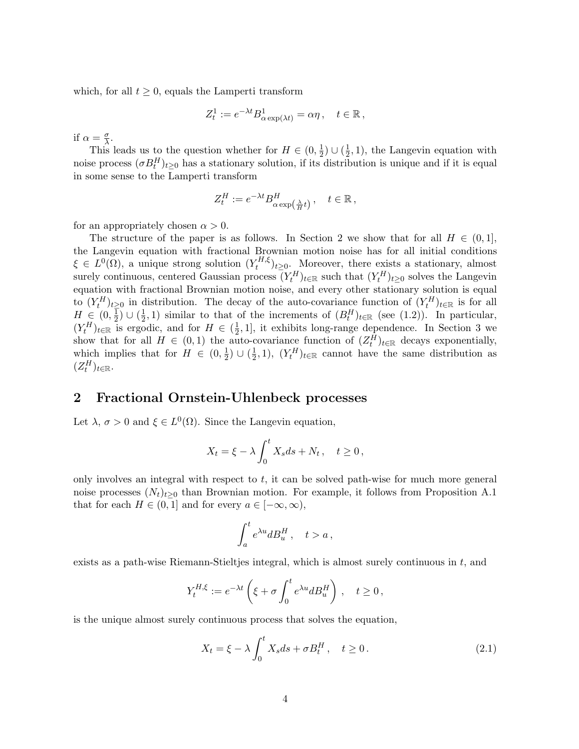which, for all $t \geq 0$, equals the Lamperti transform

$$Z_t^1 := e^{-\lambda t} B^1_{\alpha \exp(\lambda t)} = \alpha \eta \,, \quad t \in \mathbb{R} \,,$$

if $\alpha = \frac{\sigma}{\lambda}$.

This leads us to the question whether for $H \in (0, \frac{1}{2}) \cup (\frac{1}{2}, 1)$, the Langevin equation with noise process $(\sigma B_t^H)_{t \geq 0}$ has a stationary solution, if its distribution is unique and if it is equal in some sense to the Lamperti transform

$$Z_t^H := e^{-\lambda t} B^H_{\alpha \exp(\frac{\lambda}{H} t)} \,, \quad t \in \mathbb{R} \,,$$

for an appropriately chosen $\alpha > 0$.

The structure of the paper is as follows. In Section 2 we show that for all $H \in (0, 1]$, the Langevin equation with fractional Brownian motion noise has for all initial conditions $\xi \in L^0(\Omega)$, a unique strong solution $(Y_t^{H,\xi})_{t \geq 0}$. Moreover, there exists a stationary, almost surely continuous, centered Gaussian process $(Y_t^H)_{t \in \mathbb{R}}$ such that $(Y_t^H)_{t \geq 0}$ solves the Langevin equation with fractional Brownian motion noise, and every other stationary solution is equal to $(Y_t^H)_{t \geq 0}$ in distribution. The decay of the auto-covariance function of $(Y_t^H)_{t \in \mathbb{R}}$ is for all $H \in (0, \frac{1}{2}) \cup (\frac{1}{2}, 1)$ similar to that of the increments of $(B_t^H)_{t \in \mathbb{R}}$ (see (1.2)). In particular, $(Y_t^H)_{t \in \mathbb{R}}$ is ergodic, and for $H \in (\frac{1}{2}, 1]$, it exhibits long-range dependence. In Section 3 we show that for all $H \in (0, 1)$ the auto-covariance function of $(Z_t^H)_{t \in \mathbb{R}}$ decays exponentially, which implies that for $H \in (0, \frac{1}{2}) \cup (\frac{1}{2}, 1)$, $(Y_t^H)_{t \in \mathbb{R}}$ cannot have the same distribution as $(Z_t^H)_{t \in \mathbb{R}}$.

## 2 Fractional Ornstein-Uhlenbeck processes

Let $\lambda$, $\sigma > 0$ and $\xi \in L^0(\Omega)$. Since the Langevin equation,

$$X_t = \xi - \lambda \int_0^t X_s ds + N_t \,, \quad t \geq 0 \,,$$

only involves an integral with respect to $t$, it can be solved path-wise for much more general noise processes $(N_t)_{t \geq 0}$ than Brownian motion. For example, it follows from Proposition A.1 that for each $H \in (0, 1]$ and for every $a \in [-\infty, \infty)$,

$$\int_a^t e^{\lambda u} dB_u^H \,, \quad t > a \,,$$

exists as a path-wise Riemann-Stieltjes integral, which is almost surely continuous in $t$, and

$$Y_t^{H,\xi} := e^{-\lambda t} \left( \xi + \sigma \int_0^t e^{\lambda u} dB_u^H \right) \,, \quad t \geq 0 \,,$$

is the unique almost surely continuous process that solves the equation,

$$X_t = \xi - \lambda \int_0^t X_s ds + \sigma B_t^H \,, \quad t \geq 0 \,. \tag{2.1}$$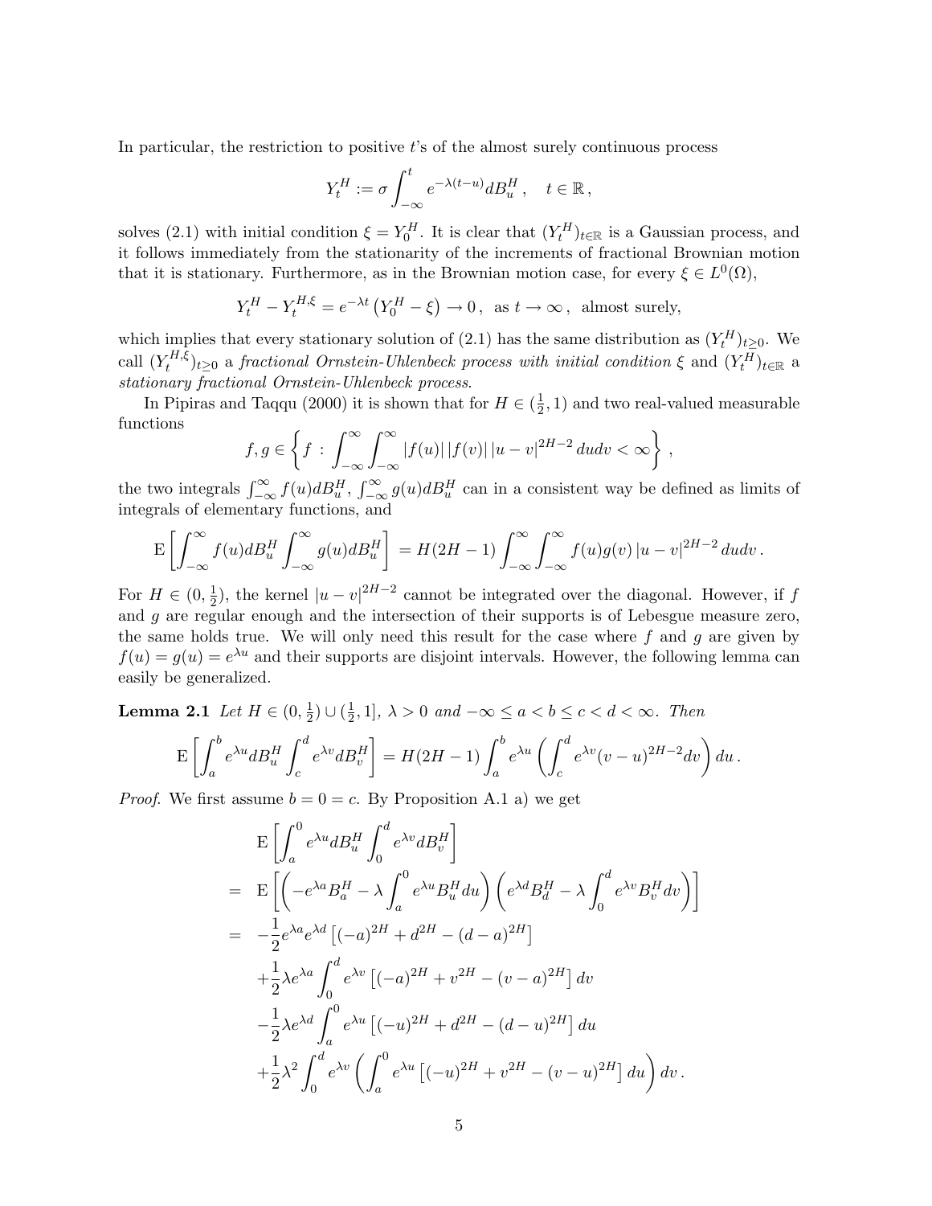In particular, the restriction to positive $t$'s of the almost surely continuous process

$$Y_t^H := \sigma \int_{-\infty}^{t} e^{-\lambda(t-u)} dB_u^H , \quad t \in \mathbb{R} ,$$

solves (2.1) with initial condition $\xi = Y_0^H$. It is clear that $(Y_t^H)_{t\in\mathbb{R}}$ is a Gaussian process, and it follows immediately from the stationarity of the increments of fractional Brownian motion that it is stationary. Furthermore, as in the Brownian motion case, for every $\xi \in L^0(\Omega)$,

$$Y_t^H - Y_t^{H,\xi} = e^{-\lambda t} \left( Y_0^H - \xi \right) \to 0 , \text{ as } t \to \infty , \text{ almost surely,}$$

which implies that every stationary solution of (2.1) has the same distribution as $(Y_t^H)_{t\geq 0}$. We call $(Y_t^{H,\xi})_{t\geq 0}$ a *fractional Ornstein-Uhlenbeck process with initial condition* $\xi$ and $(Y_t^H)_{t\in\mathbb{R}}$ a *stationary fractional Ornstein-Uhlenbeck process*.

In Pipiras and Taqqu (2000) it is shown that for $H \in (\frac{1}{2}, 1)$ and two real-valued measurable functions

$$f, g \in \left\{ f \, : \, \int_{-\infty}^{\infty} \int_{-\infty}^{\infty} |f(u)| \, |f(v)| \, |u - v|^{2H-2} \, du dv < \infty \right\} ,$$

the two integrals $\int_{-\infty}^{\infty} f(u) dB_u^H$, $\int_{-\infty}^{\infty} g(u) dB_u^H$ can in a consistent way be defined as limits of integrals of elementary functions, and

$$\mathrm{E}\left[ \int_{-\infty}^{\infty} f(u) dB_u^H \int_{-\infty}^{\infty} g(u) dB_u^H \right] = H(2H-1) \int_{-\infty}^{\infty} \int_{-\infty}^{\infty} f(u) g(v) \, |u-v|^{2H-2} \, du dv .$$

For $H \in (0, \frac{1}{2})$, the kernel $|u-v|^{2H-2}$ cannot be integrated over the diagonal. However, if $f$ and $g$ are regular enough and the intersection of their supports is of Lebesgue measure zero, the same holds true. We will only need this result for the case where $f$ and $g$ are given by $f(u) = g(u) = e^{\lambda u}$ and their supports are disjoint intervals. However, the following lemma can easily be generalized.

**Lemma 2.1** *Let $H \in (0, \frac{1}{2}) \cup (\frac{1}{2}, 1]$, $\lambda > 0$ and $-\infty \leq a < b \leq c < d < \infty$. Then*

$$\mathrm{E}\left[ \int_a^b e^{\lambda u} dB_u^H \int_c^d e^{\lambda v} dB_v^H \right] = H(2H-1) \int_a^b e^{\lambda u} \left( \int_c^d e^{\lambda v} (v-u)^{2H-2} dv \right) du .$$

*Proof.* We first assume $b = 0 = c$. By Proposition A.1 a) we get

$$\begin{aligned}
& \mathrm{E}\left[ \int_a^0 e^{\lambda u} dB_u^H \int_0^d e^{\lambda v} dB_v^H \right] \\
= \; & \mathrm{E}\left[ \left( -e^{\lambda a} B_a^H - \lambda \int_a^0 e^{\lambda u} B_u^H du \right) \left( e^{\lambda d} B_d^H - \lambda \int_0^d e^{\lambda v} B_v^H dv \right) \right] \\
= \; & -\frac{1}{2} e^{\lambda a} e^{\lambda d} \left[ (-a)^{2H} + d^{2H} - (d-a)^{2H} \right] \\
& + \frac{1}{2} \lambda e^{\lambda a} \int_0^d e^{\lambda v} \left[ (-a)^{2H} + v^{2H} - (v-a)^{2H} \right] dv \\
& - \frac{1}{2} \lambda e^{\lambda d} \int_a^0 e^{\lambda u} \left[ (-u)^{2H} + d^{2H} - (d-u)^{2H} \right] du \\
& + \frac{1}{2} \lambda^2 \int_0^d e^{\lambda v} \left( \int_a^0 e^{\lambda u} \left[ (-u)^{2H} + v^{2H} - (v-u)^{2H} \right] du \right) dv .
\end{aligned}$$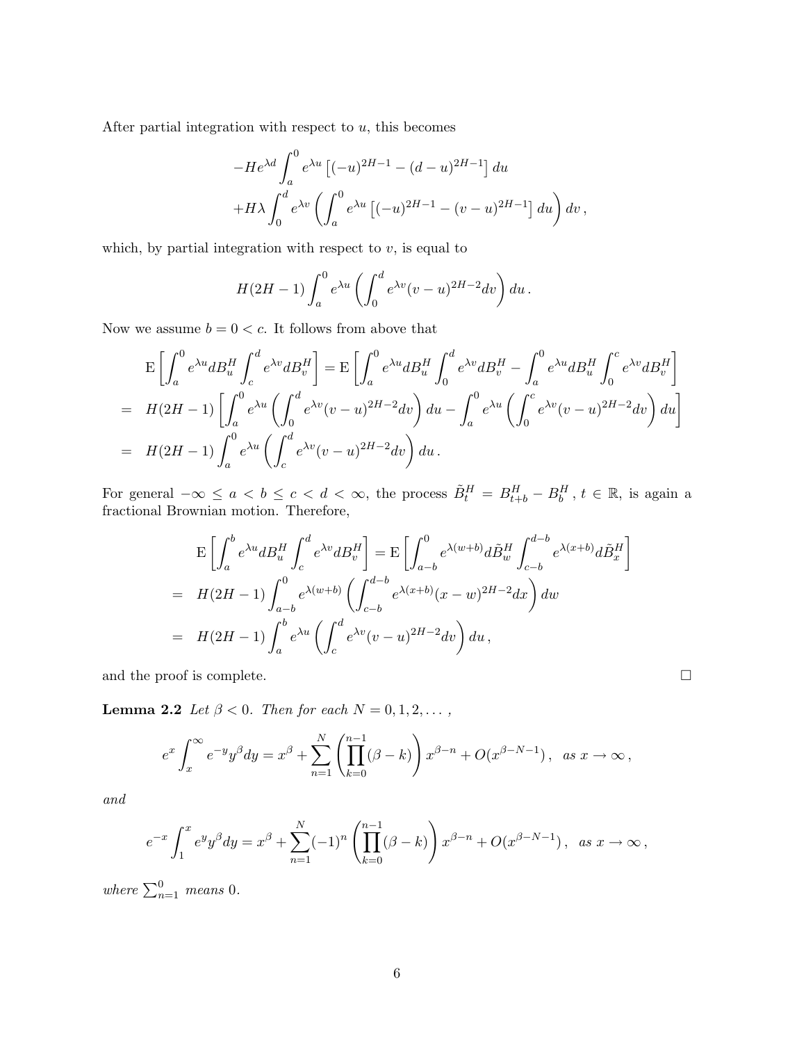After partial integration with respect to $u$, this becomes

$$
\begin{aligned}
&-He^{\lambda d}\int_a^0 e^{\lambda u}\left[(-u)^{2H-1}-(d-u)^{2H-1}\right]du \\
&+H\lambda\int_0^d e^{\lambda v}\left(\int_a^0 e^{\lambda u}\left[(-u)^{2H-1}-(v-u)^{2H-1}\right]du\right)dv\,,
\end{aligned}
$$

which, by partial integration with respect to $v$, is equal to

$$
H(2H-1)\int_a^0 e^{\lambda u}\left(\int_0^d e^{\lambda v}(v-u)^{2H-2}dv\right)du\,.
$$

Now we assume $b=0<c$. It follows from above that

$$
\begin{aligned}
&\mathrm{E}\left[\int_a^0 e^{\lambda u}dB_u^H\int_c^d e^{\lambda v}dB_v^H\right]=\mathrm{E}\left[\int_a^0 e^{\lambda u}dB_u^H\int_0^d e^{\lambda v}dB_v^H-\int_a^0 e^{\lambda u}dB_u^H\int_0^c e^{\lambda v}dB_v^H\right]\\
=\;& H(2H-1)\left[\int_a^0 e^{\lambda u}\left(\int_0^d e^{\lambda v}(v-u)^{2H-2}dv\right)du-\int_a^0 e^{\lambda u}\left(\int_0^c e^{\lambda v}(v-u)^{2H-2}dv\right)du\right]\\
=\;& H(2H-1)\int_a^0 e^{\lambda u}\left(\int_c^d e^{\lambda v}(v-u)^{2H-2}dv\right)du\,.
\end{aligned}
$$

For general $-\infty\le a<b\le c<d<\infty$, the process $\tilde{B}_t^H=B_{t+b}^H-B_b^H$, $t\in\mathbb{R}$, is again a fractional Brownian motion. Therefore,

$$
\begin{aligned}
&\mathrm{E}\left[\int_a^b e^{\lambda u}dB_u^H\int_c^d e^{\lambda v}dB_v^H\right]=\mathrm{E}\left[\int_{a-b}^0 e^{\lambda(w+b)}d\tilde{B}_w^H\int_{c-b}^{d-b} e^{\lambda(x+b)}d\tilde{B}_x^H\right]\\
=\;& H(2H-1)\int_{a-b}^0 e^{\lambda(w+b)}\left(\int_{c-b}^{d-b} e^{\lambda(x+b)}(x-w)^{2H-2}dx\right)dw\\
=\;& H(2H-1)\int_a^b e^{\lambda u}\left(\int_c^d e^{\lambda v}(v-u)^{2H-2}dv\right)du\,,
\end{aligned}
$$

and the proof is complete. □

**Lemma 2.2** *Let $\beta<0$. Then for each $N=0,1,2,\dots$,*

$$
e^x\int_x^\infty e^{-y}y^\beta dy = x^\beta+\sum_{n=1}^N\left(\prod_{k=0}^{n-1}(\beta-k)\right)x^{\beta-n}+O(x^{\beta-N-1})\,,\quad \text{as } x\to\infty\,,
$$

*and*

$$
e^{-x}\int_1^x e^{y}y^\beta dy = x^\beta+\sum_{n=1}^N(-1)^n\left(\prod_{k=0}^{n-1}(\beta-k)\right)x^{\beta-n}+O(x^{\beta-N-1})\,,\quad \text{as } x\to\infty\,,
$$

*where $\sum_{n=1}^0$ means 0.*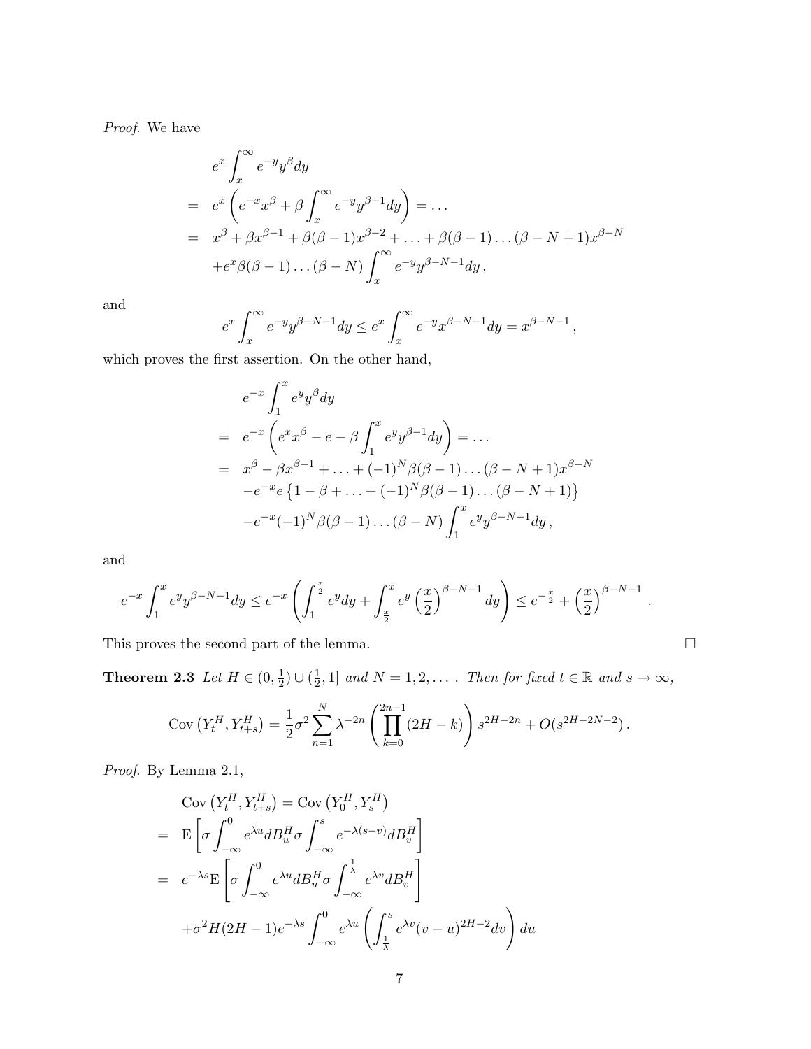*Proof.* We have

$$
\begin{aligned}
& e^x \int_x^\infty e^{-y} y^\beta dy \\
= \; & e^x \left( e^{-x} x^\beta + \beta \int_x^\infty e^{-y} y^{\beta-1} dy \right) = \dots \\
= \; & x^\beta + \beta x^{\beta-1} + \beta(\beta-1) x^{\beta-2} + \dots + \beta(\beta-1)\dots(\beta-N+1) x^{\beta-N} \\
& + e^x \beta(\beta-1)\dots(\beta-N) \int_x^\infty e^{-y} y^{\beta-N-1} dy \,,
\end{aligned}
$$

and

$$
e^x \int_x^\infty e^{-y} y^{\beta-N-1} dy \le e^x \int_x^\infty e^{-y} x^{\beta-N-1} dy = x^{\beta-N-1} \,,
$$

which proves the first assertion. On the other hand,

$$
\begin{aligned}
& e^{-x} \int_1^x e^{y} y^\beta dy \\
= \; & e^{-x} \left( e^{x} x^\beta - e - \beta \int_1^x e^{y} y^{\beta-1} dy \right) = \dots \\
= \; & x^\beta - \beta x^{\beta-1} + \dots + (-1)^N \beta(\beta-1)\dots(\beta-N+1) x^{\beta-N} \\
& - e^{-x} e \left\{ 1 - \beta + \dots + (-1)^N \beta(\beta-1)\dots(\beta-N+1) \right\} \\
& - e^{-x} (-1)^N \beta(\beta-1)\dots(\beta-N) \int_1^x e^{y} y^{\beta-N-1} dy \,,
\end{aligned}
$$

and

$$
e^{-x} \int_1^x e^{y} y^{\beta-N-1} dy \le e^{-x} \left( \int_1^{\frac{x}{2}} e^y dy + \int_{\frac{x}{2}}^x e^y \left(\frac{x}{2}\right)^{\beta-N-1} dy \right) \le e^{-\frac{x}{2}} + \left(\frac{x}{2}\right)^{\beta-N-1} .
$$

This proves the second part of the lemma. $\square$

**Theorem 2.3** *Let $H \in (0, \frac{1}{2}) \cup (\frac{1}{2}, 1]$ and $N = 1, 2, \dots$. Then for fixed $t \in \mathbb{R}$ and $s \to \infty$,*

$$
\operatorname{Cov}\left(Y_t^H, Y_{t+s}^H\right) = \frac{1}{2}\sigma^2 \sum_{n=1}^N \lambda^{-2n} \left( \prod_{k=0}^{2n-1} (2H-k) \right) s^{2H-2n} + O(s^{2H-2N-2}) \,.
$$

*Proof.* By Lemma 2.1,

$$
\begin{aligned}
& \operatorname{Cov}\left(Y_t^H, Y_{t+s}^H\right) = \operatorname{Cov}\left(Y_0^H, Y_s^H\right) \\
= \; & \mathrm{E}\left[ \sigma \int_{-\infty}^0 e^{\lambda u} dB_u^H \sigma \int_{-\infty}^s e^{-\lambda(s-v)} dB_v^H \right] \\
= \; & e^{-\lambda s} \mathrm{E}\left[ \sigma \int_{-\infty}^0 e^{\lambda u} dB_u^H \sigma \int_{-\infty}^{\frac{1}{\lambda}} e^{\lambda v} dB_v^H \right] \\
& + \sigma^2 H(2H-1) e^{-\lambda s} \int_{-\infty}^0 e^{\lambda u} \left( \int_{\frac{1}{\lambda}}^s e^{\lambda v} (v-u)^{2H-2} dv \right) du
\end{aligned}
$$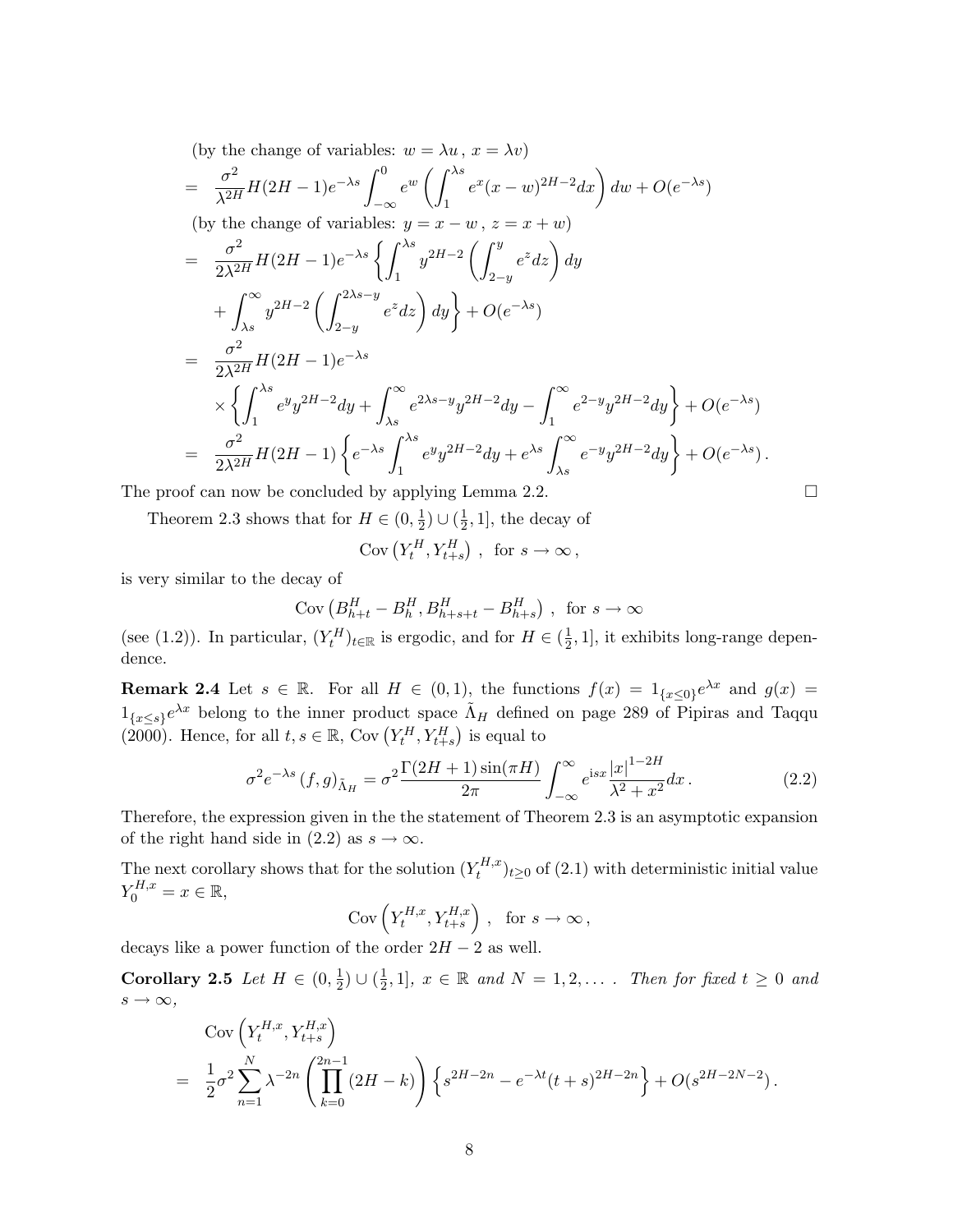(by the change of variables: $w = \lambda u$ , $x = \lambda v$)

$$
\begin{aligned}
&= \frac{\sigma^2}{\lambda^{2H}} H(2H-1) e^{-\lambda s} \int_{-\infty}^{0} e^{w} \left( \int_{1}^{\lambda s} e^{x} (x-w)^{2H-2} dx \right) dw + O(e^{-\lambda s})
\end{aligned}
$$

(by the change of variables: $y = x - w$ , $z = x + w$)

$$
\begin{aligned}
&= \frac{\sigma^2}{2\lambda^{2H}} H(2H-1) e^{-\lambda s} \left\{ \int_{1}^{\lambda s} y^{2H-2} \left( \int_{2-y}^{y} e^{z} dz \right) dy \right. \\
&\quad \left. + \int_{\lambda s}^{\infty} y^{2H-2} \left( \int_{2-y}^{2\lambda s - y} e^{z} dz \right) dy \right\} + O(e^{-\lambda s}) \\
&= \frac{\sigma^2}{2\lambda^{2H}} H(2H-1) e^{-\lambda s} \\
&\quad \times \left\{ \int_{1}^{\lambda s} e^{y} y^{2H-2} dy + \int_{\lambda s}^{\infty} e^{2\lambda s - y} y^{2H-2} dy - \int_{1}^{\infty} e^{2-y} y^{2H-2} dy \right\} + O(e^{-\lambda s}) \\
&= \frac{\sigma^2}{2\lambda^{2H}} H(2H-1) \left\{ e^{-\lambda s} \int_{1}^{\lambda s} e^{y} y^{2H-2} dy + e^{\lambda s} \int_{\lambda s}^{\infty} e^{-y} y^{2H-2} dy \right\} + O(e^{-\lambda s}) .
\end{aligned}
$$

The proof can now be concluded by applying Lemma 2.2. □

Theorem 2.3 shows that for $H \in (0, \frac{1}{2}) \cup (\frac{1}{2}, 1]$, the decay of

$$
\operatorname{Cov}\left(Y_t^H, Y_{t+s}^H\right) , \quad \text{for } s \to \infty ,
$$

is very similar to the decay of

$$
\operatorname{Cov}\left(B_{h+t}^H - B_h^H, B_{h+s+t}^H - B_{h+s}^H\right) , \quad \text{for } s \to \infty
$$

(see (1.2)). In particular, $(Y_t^H)_{t \in \mathbb{R}}$ is ergodic, and for $H \in (\frac{1}{2}, 1]$, it exhibits long-range dependence.

**Remark 2.4** Let $s \in \mathbb{R}$. For all $H \in (0,1)$, the functions $f(x) = 1_{\{x \leq 0\}} e^{\lambda x}$ and $g(x) = 1_{\{x \leq s\}} e^{\lambda x}$ belong to the inner product space $\tilde{\Lambda}_H$ defined on page 289 of Pipiras and Taqqu (2000). Hence, for all $t, s \in \mathbb{R}$, $\operatorname{Cov}\left(Y_t^H, Y_{t+s}^H\right)$ is equal to

$$
\sigma^2 e^{-\lambda s} \left(f, g\right)_{\tilde{\Lambda}_H} = \sigma^2 \frac{\Gamma(2H+1)\sin(\pi H)}{2\pi} \int_{-\infty}^{\infty} e^{isx} \frac{|x|^{1-2H}}{\lambda^2 + x^2} dx . \tag{2.2}
$$

Therefore, the expression given in the the statement of Theorem 2.3 is an asymptotic expansion of the right hand side in (2.2) as $s \to \infty$.

The next corollary shows that for the solution $(Y_t^{H,x})_{t \geq 0}$ of (2.1) with deterministic initial value $Y_0^{H,x} = x \in \mathbb{R}$,

$$
\operatorname{Cov}\left(Y_t^{H,x}, Y_{t+s}^{H,x}\right) , \quad \text{for } s \to \infty ,
$$

decays like a power function of the order $2H - 2$ as well.

**Corollary 2.5** *Let $H \in (0, \frac{1}{2}) \cup (\frac{1}{2}, 1]$, $x \in \mathbb{R}$ and $N = 1, 2, \ldots$ . Then for fixed $t \geq 0$ and $s \to \infty$,*

$$
\begin{aligned}
&\operatorname{Cov}\left(Y_t^{H,x}, Y_{t+s}^{H,x}\right) \\
&= \frac{1}{2}\sigma^2 \sum_{n=1}^{N} \lambda^{-2n} \left( \prod_{k=0}^{2n-1} (2H-k) \right) \left\{ s^{2H-2n} - e^{-\lambda t} (t+s)^{2H-2n} \right\} + O(s^{2H-2N-2}) .
\end{aligned}
$$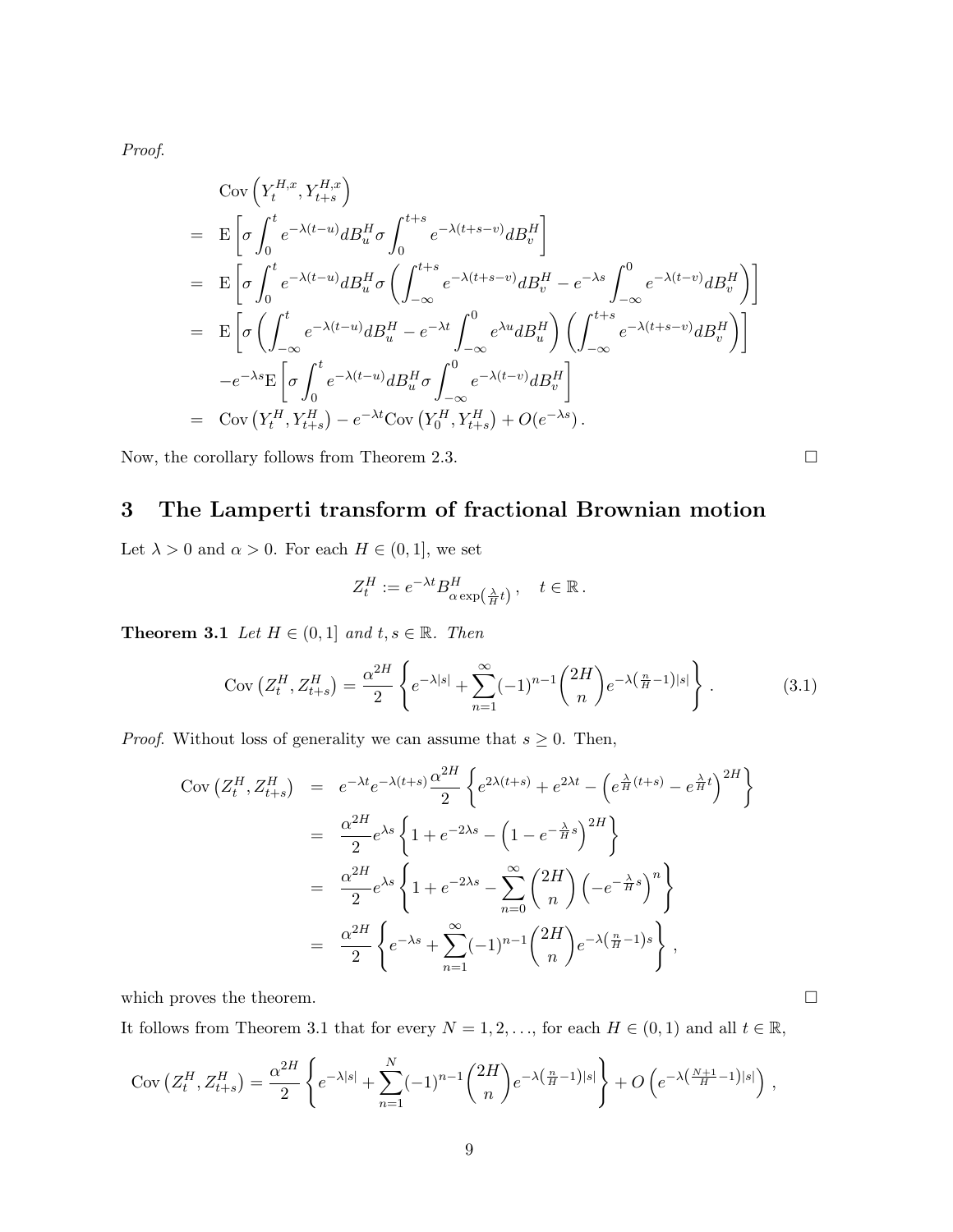*Proof.*

$$
\begin{aligned}
& \operatorname{Cov}\left(Y_t^{H,x}, Y_{t+s}^{H,x}\right) \\
= \; & \mathrm{E}\left[\sigma \int_0^t e^{-\lambda(t-u)} dB_u^H \sigma \int_0^{t+s} e^{-\lambda(t+s-v)} dB_v^H\right] \\
= \; & \mathrm{E}\left[\sigma \int_0^t e^{-\lambda(t-u)} dB_u^H \sigma \left(\int_{-\infty}^{t+s} e^{-\lambda(t+s-v)} dB_v^H - e^{-\lambda s}\int_{-\infty}^{0} e^{-\lambda(t-v)} dB_v^H\right)\right] \\
= \; & \mathrm{E}\left[\sigma \left(\int_{-\infty}^t e^{-\lambda(t-u)} dB_u^H - e^{-\lambda t}\int_{-\infty}^{0} e^{\lambda u} dB_u^H\right)\left(\int_{-\infty}^{t+s} e^{-\lambda(t+s-v)} dB_v^H\right)\right] \\
& -e^{-\lambda s}\mathrm{E}\left[\sigma \int_0^t e^{-\lambda(t-u)} dB_u^H \sigma \int_{-\infty}^{0} e^{-\lambda(t-v)} dB_v^H\right] \\
= \; & \operatorname{Cov}\left(Y_t^H, Y_{t+s}^H\right) - e^{-\lambda t}\operatorname{Cov}\left(Y_0^H, Y_{t+s}^H\right) + O(e^{-\lambda s}).
\end{aligned}
$$

Now, the corollary follows from Theorem 2.3. □

# 3 The Lamperti transform of fractional Brownian motion

Let $\lambda > 0$ and $\alpha > 0$. For each $H \in (0,1]$, we set

$$
Z_t^H := e^{-\lambda t} B^H_{\alpha \exp\left(\frac{\lambda}{H} t\right)}, \quad t \in \mathbb{R}.
$$

**Theorem 3.1** *Let $H \in (0,1]$ and $t, s \in \mathbb{R}$. Then*

$$
\operatorname{Cov}\left(Z_t^H, Z_{t+s}^H\right) = \frac{\alpha^{2H}}{2}\left\{e^{-\lambda|s|} + \sum_{n=1}^{\infty}(-1)^{n-1}\binom{2H}{n} e^{-\lambda\left(\frac{n}{H}-1\right)|s|}\right\}. \tag{3.1}
$$

*Proof.* Without loss of generality we can assume that $s \geq 0$. Then,

$$
\begin{aligned}
\operatorname{Cov}\left(Z_t^H, Z_{t+s}^H\right) &= e^{-\lambda t} e^{-\lambda(t+s)} \frac{\alpha^{2H}}{2}\left\{e^{2\lambda(t+s)} + e^{2\lambda t} - \left(e^{\frac{\lambda}{H}(t+s)} - e^{\frac{\lambda}{H}t}\right)^{2H}\right\} \\
&= \frac{\alpha^{2H}}{2} e^{\lambda s}\left\{1 + e^{-2\lambda s} - \left(1 - e^{-\frac{\lambda}{H}s}\right)^{2H}\right\} \\
&= \frac{\alpha^{2H}}{2} e^{\lambda s}\left\{1 + e^{-2\lambda s} - \sum_{n=0}^{\infty}\binom{2H}{n}\left(-e^{-\frac{\lambda}{H}s}\right)^{n}\right\} \\
&= \frac{\alpha^{2H}}{2}\left\{e^{-\lambda s} + \sum_{n=1}^{\infty}(-1)^{n-1}\binom{2H}{n} e^{-\lambda\left(\frac{n}{H}-1\right)s}\right\},
\end{aligned}
$$

which proves the theorem. □

It follows from Theorem 3.1 that for every $N = 1, 2, \ldots$, for each $H \in (0,1)$ and all $t \in \mathbb{R}$,

$$
\operatorname{Cov}\left(Z_t^H, Z_{t+s}^H\right) = \frac{\alpha^{2H}}{2}\left\{e^{-\lambda|s|} + \sum_{n=1}^{N}(-1)^{n-1}\binom{2H}{n} e^{-\lambda\left(\frac{n}{H}-1\right)|s|}\right\} + O\left(e^{-\lambda\left(\frac{N+1}{H}-1\right)|s|}\right),
$$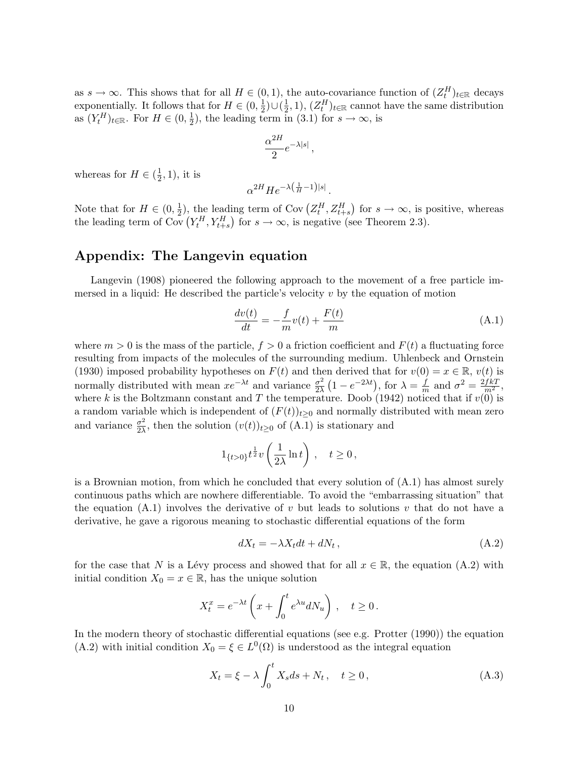as $s \to \infty$. This shows that for all $H \in (0,1)$, the auto-covariance function of $(Z_t^H)_{t\in\mathbb{R}}$ decays exponentially. It follows that for $H \in (0, \frac{1}{2}) \cup (\frac{1}{2}, 1)$, $(Z_t^H)_{t\in\mathbb{R}}$ cannot have the same distribution as $(Y_t^H)_{t\in\mathbb{R}}$. For $H \in (0, \frac{1}{2})$, the leading term in (3.1) for $s \to \infty$, is

$$\frac{\alpha^{2H}}{2} e^{-\lambda |s|} \,,$$

whereas for $H \in (\frac{1}{2}, 1)$, it is

$$\alpha^{2H} H e^{-\lambda\left(\frac{1}{H}-1\right)|s|} \,.$$

Note that for $H \in (0, \frac{1}{2})$, the leading term of $\mathrm{Cov}\left(Z_t^H, Z_{t+s}^H\right)$ for $s \to \infty$, is positive, whereas the leading term of $\mathrm{Cov}\left(Y_t^H, Y_{t+s}^H\right)$ for $s \to \infty$, is negative (see Theorem 2.3).

## Appendix: The Langevin equation

Langevin (1908) pioneered the following approach to the movement of a free particle immersed in a liquid: He described the particle's velocity $v$ by the equation of motion

$$\frac{dv(t)}{dt} = -\frac{f}{m} v(t) + \frac{F(t)}{m} \tag{A.1}$$

where $m > 0$ is the mass of the particle, $f > 0$ a friction coefficient and $F(t)$ a fluctuating force resulting from impacts of the molecules of the surrounding medium. Uhlenbeck and Ornstein (1930) imposed probability hypotheses on $F(t)$ and then derived that for $v(0) = x \in \mathbb{R}$, $v(t)$ is normally distributed with mean $xe^{-\lambda t}$ and variance $\frac{\sigma^2}{2\lambda}\left(1 - e^{-2\lambda t}\right)$, for $\lambda = \frac{f}{m}$ and $\sigma^2 = \frac{2fkT}{m^2}$, where $k$ is the Boltzmann constant and $T$ the temperature. Doob (1942) noticed that if $v(0)$ is a random variable which is independent of $(F(t))_{t\geq 0}$ and normally distributed with mean zero and variance $\frac{\sigma^2}{2\lambda}$, then the solution $(v(t))_{t\geq 0}$ of (A.1) is stationary and

$$1_{\{t>0\}} t^{\frac{1}{2}} v\left(\frac{1}{2\lambda} \ln t\right) \,, \quad t \geq 0 \,,$$

is a Brownian motion, from which he concluded that every solution of (A.1) has almost surely continuous paths which are nowhere differentiable. To avoid the "embarrassing situation" that the equation (A.1) involves the derivative of $v$ but leads to solutions $v$ that do not have a derivative, he gave a rigorous meaning to stochastic differential equations of the form

$$dX_t = -\lambda X_t dt + dN_t \,, \tag{A.2}$$

for the case that $N$ is a Lévy process and showed that for all $x \in \mathbb{R}$, the equation (A.2) with initial condition $X_0 = x \in \mathbb{R}$, has the unique solution

$$X_t^x = e^{-\lambda t}\left(x + \int_0^t e^{\lambda u} dN_u\right) \,, \quad t \geq 0 \,.$$

In the modern theory of stochastic differential equations (see e.g. Protter (1990)) the equation (A.2) with initial condition $X_0 = \xi \in L^0(\Omega)$ is understood as the integral equation

$$X_t = \xi - \lambda \int_0^t X_s ds + N_t \,, \quad t \geq 0 \,, \tag{A.3}$$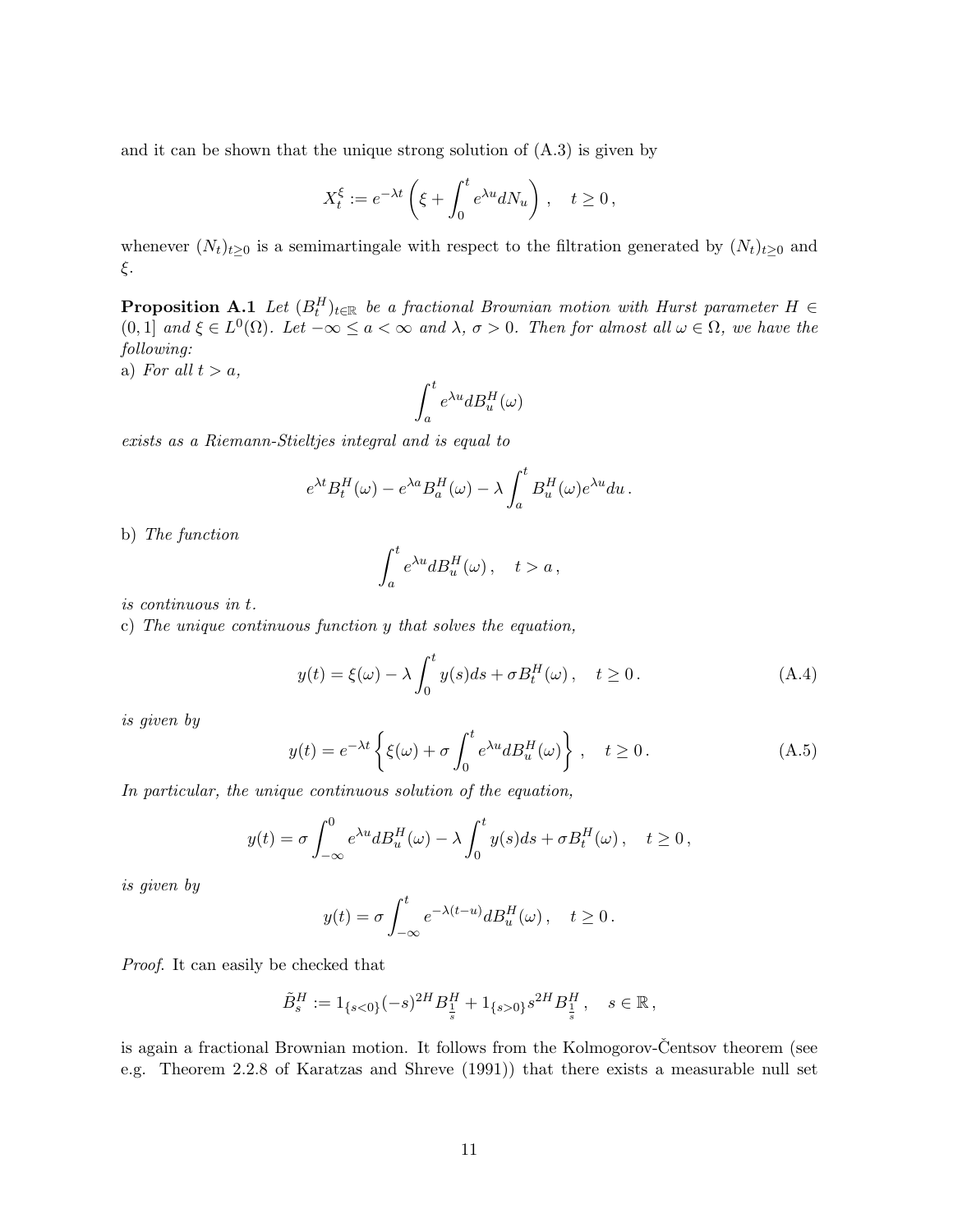and it can be shown that the unique strong solution of (A.3) is given by

$$X_t^\xi := e^{-\lambda t}\left(\xi + \int_0^t e^{\lambda u} dN_u\right), \quad t \geq 0,$$

whenever $(N_t)_{t\geq 0}$ is a semimartingale with respect to the filtration generated by $(N_t)_{t\geq 0}$ and $\xi$.

**Proposition A.1** *Let $(B_t^H)_{t\in\mathbb{R}}$ be a fractional Brownian motion with Hurst parameter $H \in (0,1]$ and $\xi \in L^0(\Omega)$. Let $-\infty \leq a < \infty$ and $\lambda$, $\sigma > 0$. Then for almost all $\omega \in \Omega$, we have the following:*

a) *For all $t > a$,*

$$\int_a^t e^{\lambda u} dB_u^H(\omega)$$

*exists as a Riemann-Stieltjes integral and is equal to*

$$e^{\lambda t} B_t^H(\omega) - e^{\lambda a} B_a^H(\omega) - \lambda \int_a^t B_u^H(\omega) e^{\lambda u} du.$$

b) *The function*

$$\int_a^t e^{\lambda u} dB_u^H(\omega), \quad t > a,$$

*is continuous in $t$.*

c) *The unique continuous function $y$ that solves the equation,*

$$y(t) = \xi(\omega) - \lambda \int_0^t y(s) ds + \sigma B_t^H(\omega), \quad t \geq 0. \tag{A.4}$$

*is given by*

$$y(t) = e^{-\lambda t}\left\{\xi(\omega) + \sigma \int_0^t e^{\lambda u} dB_u^H(\omega)\right\}, \quad t \geq 0. \tag{A.5}$$

*In particular, the unique continuous solution of the equation,*

$$y(t) = \sigma \int_{-\infty}^0 e^{\lambda u} dB_u^H(\omega) - \lambda \int_0^t y(s) ds + \sigma B_t^H(\omega), \quad t \geq 0,$$

*is given by*

$$y(t) = \sigma \int_{-\infty}^t e^{-\lambda(t-u)} dB_u^H(\omega), \quad t \geq 0.$$

*Proof.* It can easily be checked that

$$\tilde{B}_s^H := 1_{\{s<0\}}(-s)^{2H} B_{\frac{1}{s}}^H + 1_{\{s>0\}} s^{2H} B_{\frac{1}{s}}^H, \quad s \in \mathbb{R},$$

is again a fractional Brownian motion. It follows from the Kolmogorov-Čentsov theorem (see e.g. Theorem 2.2.8 of Karatzas and Shreve (1991)) that there exists a measurable null set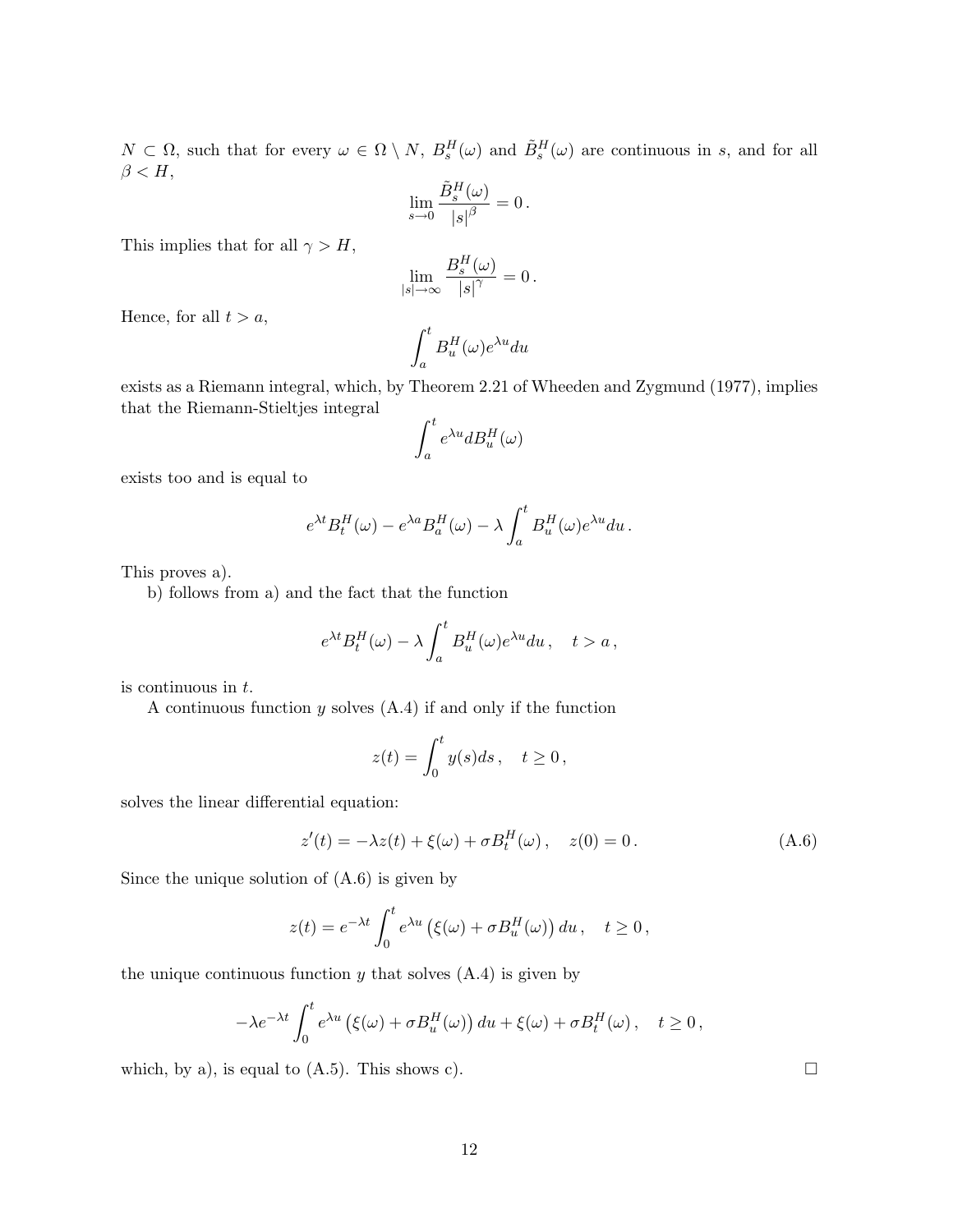$N \subset \Omega$, such that for every $\omega \in \Omega \setminus N$, $B^H_s(\omega)$ and $\tilde{B}^H_s(\omega)$ are continuous in $s$, and for all $\beta < H$,

$$\lim_{s \to 0} \frac{\tilde{B}^H_s(\omega)}{|s|^\beta} = 0 .$$

This implies that for all $\gamma > H$,

$$\lim_{|s| \to \infty} \frac{B^H_s(\omega)}{|s|^\gamma} = 0 .$$

Hence, for all $t > a$,

$$\int_a^t B^H_u(\omega) e^{\lambda u} du$$

exists as a Riemann integral, which, by Theorem 2.21 of Wheeden and Zygmund (1977), implies that the Riemann-Stieltjes integral

$$\int_a^t e^{\lambda u} dB^H_u(\omega)$$

exists too and is equal to

$$e^{\lambda t} B^H_t(\omega) - e^{\lambda a} B^H_a(\omega) - \lambda \int_a^t B^H_u(\omega) e^{\lambda u} du .$$

This proves a).

b) follows from a) and the fact that the function

$$e^{\lambda t} B^H_t(\omega) - \lambda \int_a^t B^H_u(\omega) e^{\lambda u} du , \quad t > a ,$$

is continuous in $t$.

A continuous function $y$ solves (A.4) if and only if the function

$$z(t) = \int_0^t y(s) ds , \quad t \geq 0 ,$$

solves the linear differential equation:

$$z'(t) = -\lambda z(t) + \xi(\omega) + \sigma B^H_t(\omega) , \quad z(0) = 0 . \tag{A.6}$$

Since the unique solution of (A.6) is given by

$$z(t) = e^{-\lambda t} \int_0^t e^{\lambda u} \left( \xi(\omega) + \sigma B^H_u(\omega) \right) du , \quad t \geq 0 ,$$

the unique continuous function $y$ that solves (A.4) is given by

$$-\lambda e^{-\lambda t} \int_0^t e^{\lambda u} \left( \xi(\omega) + \sigma B^H_u(\omega) \right) du + \xi(\omega) + \sigma B^H_t(\omega) , \quad t \geq 0 ,$$

which, by a), is equal to (A.5). This shows c). $\square$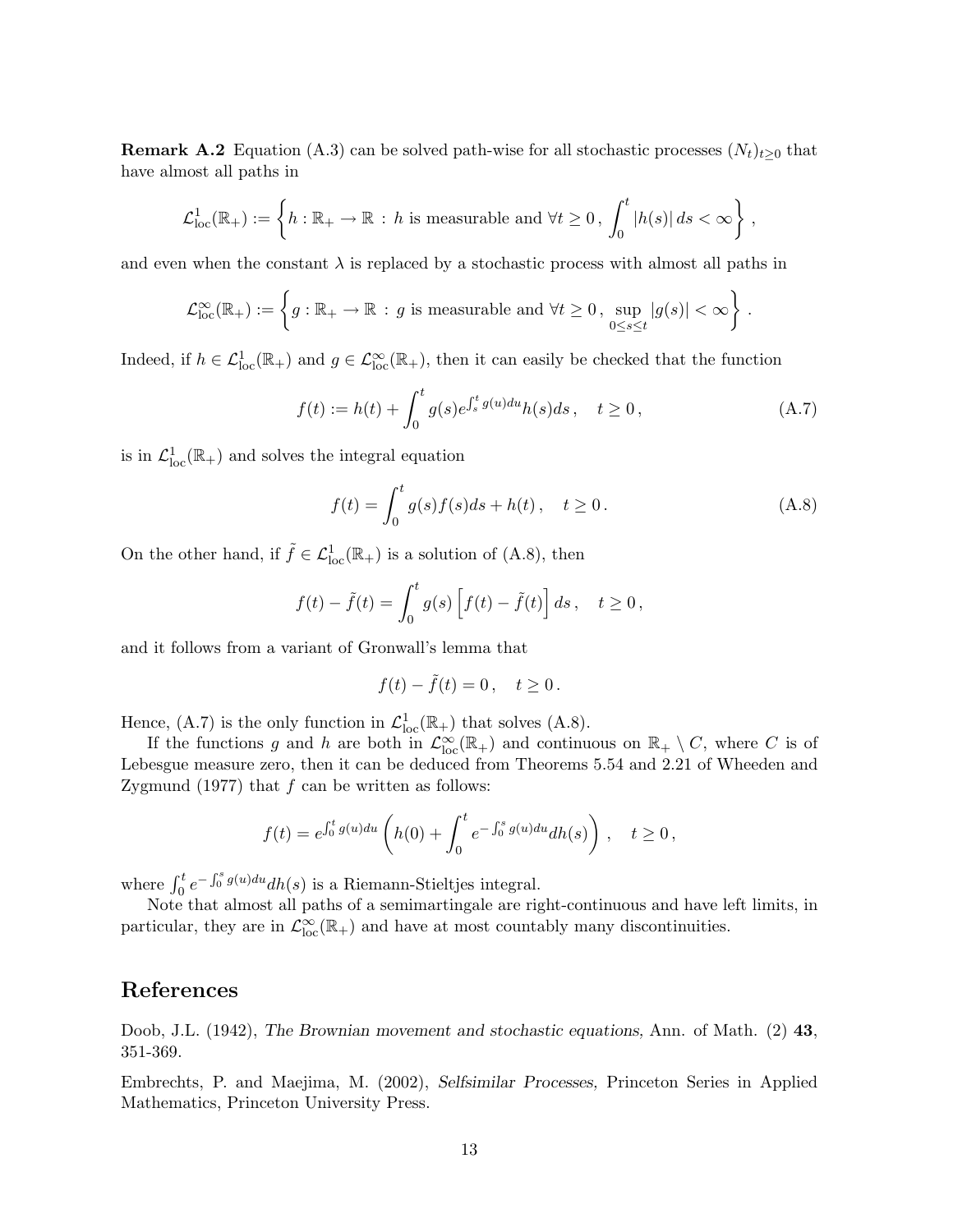**Remark A.2** Equation (A.3) can be solved path-wise for all stochastic processes $(N_t)_{t\geq 0}$ that have almost all paths in

$$\mathcal{L}^1_{\text{loc}}(\mathbb{R}_+) := \left\{ h : \mathbb{R}_+ \to \mathbb{R} \,:\, h \text{ is measurable and } \forall t \geq 0\,,\ \int_0^t |h(s)|\, ds < \infty \right\},$$

and even when the constant $\lambda$ is replaced by a stochastic process with almost all paths in

$$\mathcal{L}^\infty_{\text{loc}}(\mathbb{R}_+) := \left\{ g : \mathbb{R}_+ \to \mathbb{R} \,:\, g \text{ is measurable and } \forall t \geq 0\,,\ \sup_{0\leq s\leq t} |g(s)| < \infty \right\}.$$

Indeed, if $h \in \mathcal{L}^1_{\text{loc}}(\mathbb{R}_+)$ and $g \in \mathcal{L}^\infty_{\text{loc}}(\mathbb{R}_+)$, then it can easily be checked that the function

$$f(t) := h(t) + \int_0^t g(s) e^{\int_s^t g(u)du} h(s) ds\,, \quad t \geq 0\,, \tag{A.7}$$

is in $\mathcal{L}^1_{\text{loc}}(\mathbb{R}_+)$ and solves the integral equation

$$f(t) = \int_0^t g(s) f(s) ds + h(t)\,, \quad t \geq 0\,. \tag{A.8}$$

On the other hand, if $\tilde{f} \in \mathcal{L}^1_{\text{loc}}(\mathbb{R}_+)$ is a solution of (A.8), then

$$f(t) - \tilde{f}(t) = \int_0^t g(s) \left[ f(t) - \tilde{f}(t) \right] ds\,, \quad t \geq 0\,,$$

and it follows from a variant of Gronwall's lemma that

$$f(t) - \tilde{f}(t) = 0\,, \quad t \geq 0\,.$$

Hence, (A.7) is the only function in $\mathcal{L}^1_{\text{loc}}(\mathbb{R}_+)$ that solves (A.8).

If the functions $g$ and $h$ are both in $\mathcal{L}^\infty_{\text{loc}}(\mathbb{R}_+)$ and continuous on $\mathbb{R}_+ \setminus C$, where $C$ is of Lebesgue measure zero, then it can be deduced from Theorems 5.54 and 2.21 of Wheeden and Zygmund (1977) that $f$ can be written as follows:

$$f(t) = e^{\int_0^t g(u)du} \left( h(0) + \int_0^t e^{-\int_0^s g(u)du} dh(s) \right)\,, \quad t \geq 0\,,$$

where $\int_0^t e^{-\int_0^s g(u)du} dh(s)$ is a Riemann-Stieltjes integral.

Note that almost all paths of a semimartingale are right-continuous and have left limits, in particular, they are in $\mathcal{L}^\infty_{\text{loc}}(\mathbb{R}_+)$ and have at most countably many discontinuities.

## References

Doob, J.L. (1942), *The Brownian movement and stochastic equations*, Ann. of Math. (2) **43**, 351-369.

Embrechts, P. and Maejima, M. (2002), *Selfsimilar Processes*, Princeton Series in Applied Mathematics, Princeton University Press.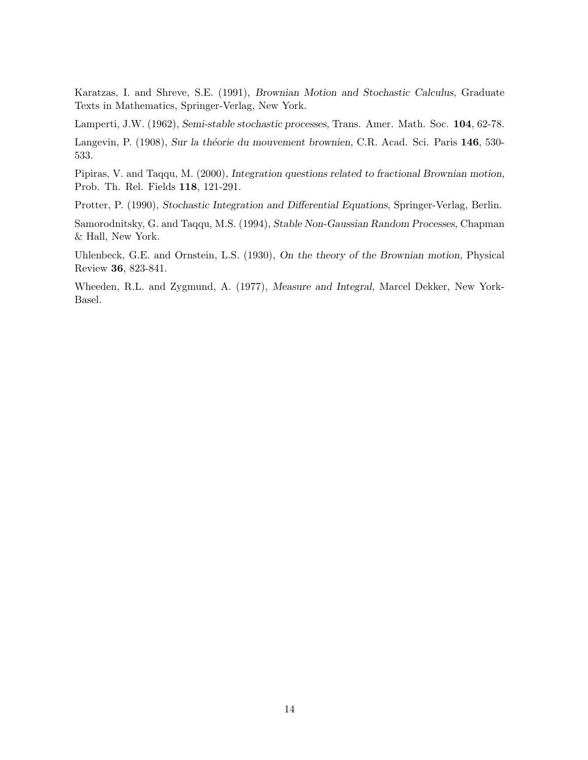Karatzas, I. and Shreve, S.E. (1991), *Brownian Motion and Stochastic Calculus,* Graduate Texts in Mathematics, Springer-Verlag, New York.

Lamperti, J.W. (1962), *Semi-stable stochastic processes,* Trans. Amer. Math. Soc. **104**, 62-78.

Langevin, P. (1908), *Sur la théorie du mouvement brownien,* C.R. Acad. Sci. Paris **146**, 530-533.

Pipiras, V. and Taqqu, M. (2000), *Integration questions related to fractional Brownian motion,* Prob. Th. Rel. Fields **118**, 121-291.

Protter, P. (1990), *Stochastic Integration and Differential Equations,* Springer-Verlag, Berlin.

Samorodnitsky, G. and Taqqu, M.S. (1994), *Stable Non-Gaussian Random Processes,* Chapman & Hall, New York.

Uhlenbeck, G.E. and Ornstein, L.S. (1930), *On the theory of the Brownian motion,* Physical Review **36**, 823-841.

Wheeden, R.L. and Zygmund, A. (1977), *Measure and Integral,* Marcel Dekker, New York-Basel.